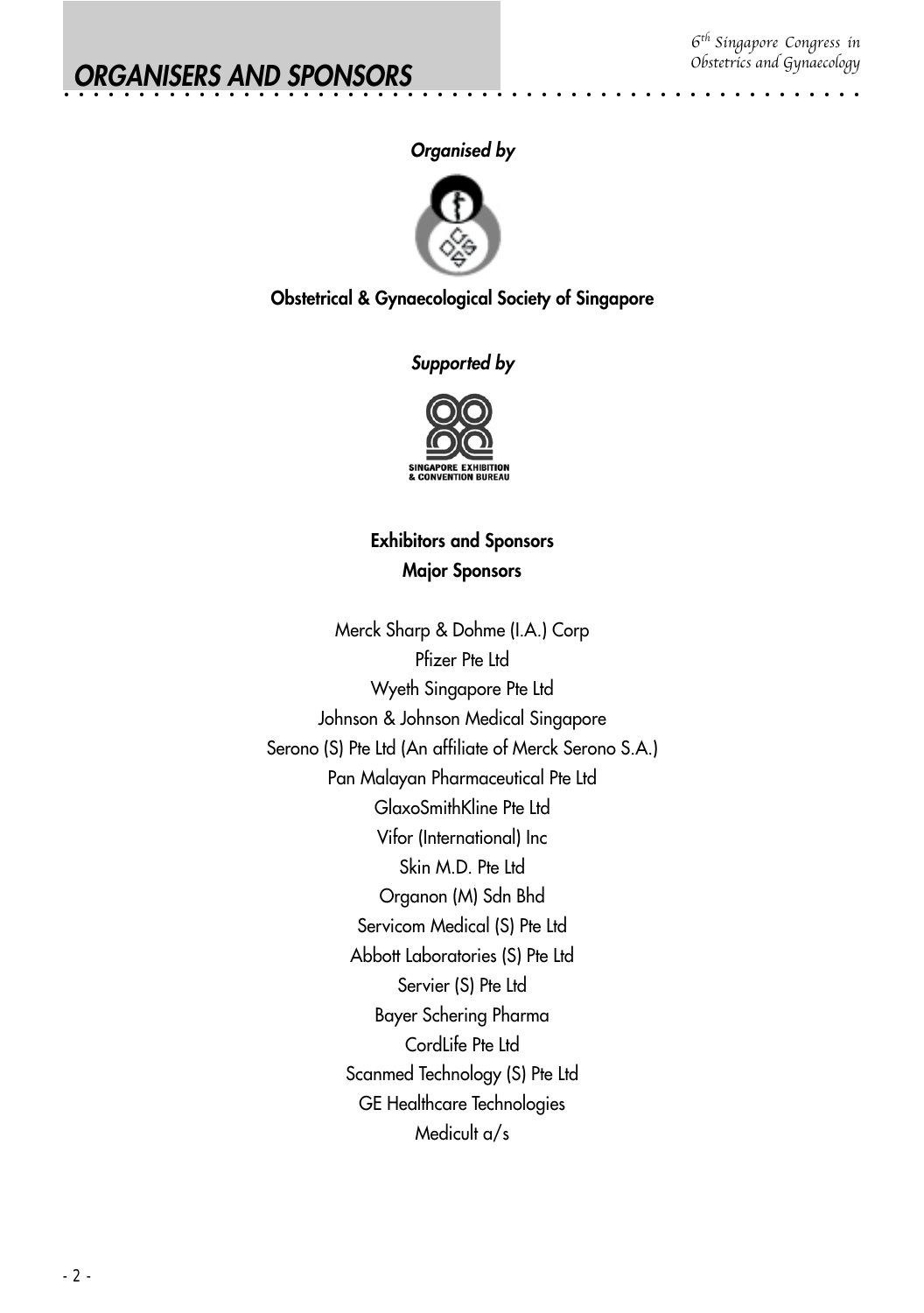# ORGANISERS AND SPONSORS

***Organised by***

**Obstetrical & Gynaecological Society of Singapore**

***Supported by***

SINGAPORE EXHIBITION & CONVENTION BUREAU

**Exhibitors and Sponsors**

**Major Sponsors**

Merck Sharp & Dohme (I.A.) Corp
Pfizer Pte Ltd
Wyeth Singapore Pte Ltd
Johnson & Johnson Medical Singapore
Serono (S) Pte Ltd (An affiliate of Merck Serono S.A.)
Pan Malayan Pharmaceutical Pte Ltd
GlaxoSmithKline Pte Ltd
Vifor (International) Inc
Skin M.D. Pte Ltd
Organon (M) Sdn Bhd
Servicom Medical (S) Pte Ltd
Abbott Laboratories (S) Pte Ltd
Servier (S) Pte Ltd
Bayer Schering Pharma
CordLife Pte Ltd
Scanmed Technology (S) Pte Ltd
GE Healthcare Technologies
Medicult a/s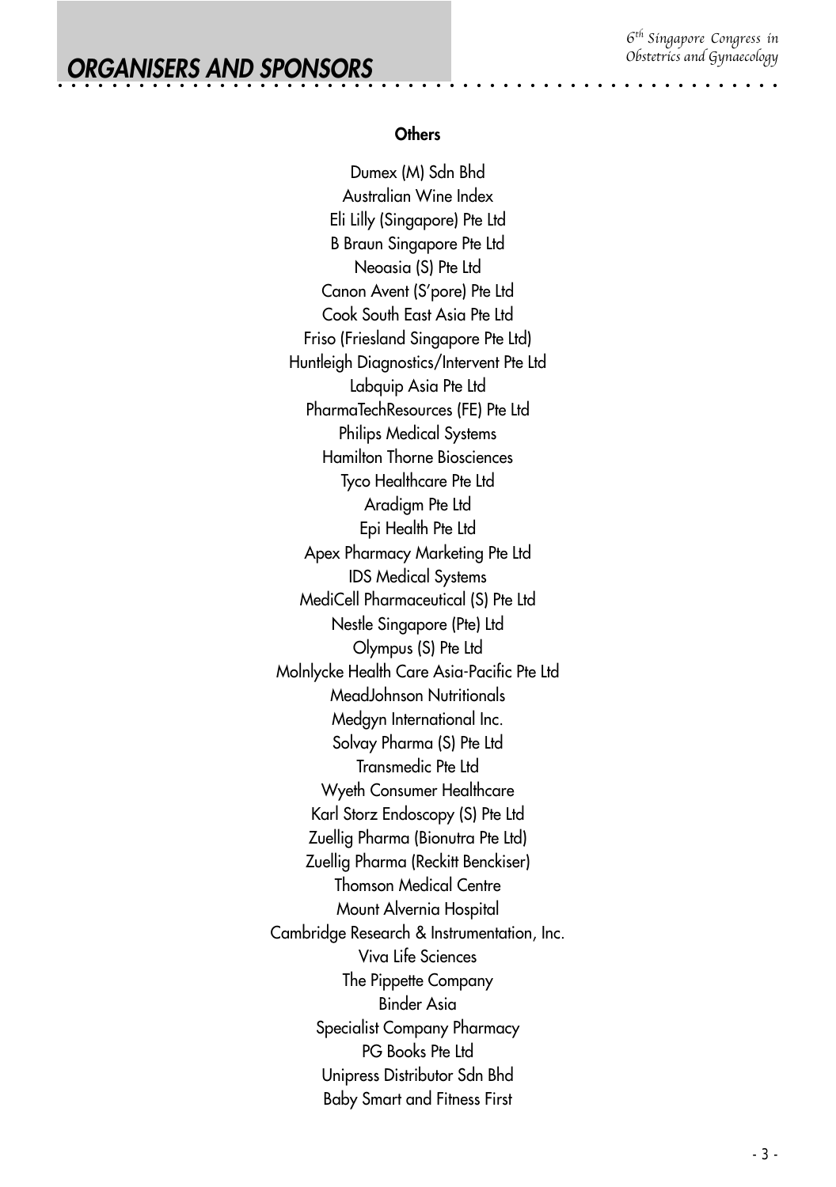# ORGANISERS AND SPONSORS

## Others

Dumex (M) Sdn Bhd
Australian Wine Index
Eli Lilly (Singapore) Pte Ltd
B Braun Singapore Pte Ltd
Neoasia (S) Pte Ltd
Canon Avent (S'pore) Pte Ltd
Cook South East Asia Pte Ltd
Friso (Friesland Singapore Pte Ltd)
Huntleigh Diagnostics/Intervent Pte Ltd
Labquip Asia Pte Ltd
PharmaTechResources (FE) Pte Ltd
Philips Medical Systems
Hamilton Thorne Biosciences
Tyco Healthcare Pte Ltd
Aradigm Pte Ltd
Epi Health Pte Ltd
Apex Pharmacy Marketing Pte Ltd
IDS Medical Systems
MediCell Pharmaceutical (S) Pte Ltd
Nestle Singapore (Pte) Ltd
Olympus (S) Pte Ltd
Molnlycke Health Care Asia-Pacific Pte Ltd
MeadJohnson Nutritionals
Medgyn International Inc.
Solvay Pharma (S) Pte Ltd
Transmedic Pte Ltd
Wyeth Consumer Healthcare
Karl Storz Endoscopy (S) Pte Ltd
Zuellig Pharma (Bionutra Pte Ltd)
Zuellig Pharma (Reckitt Benckiser)
Thomson Medical Centre
Mount Alvernia Hospital
Cambridge Research & Instrumentation, Inc.
Viva Life Sciences
The Pippette Company
Binder Asia
Specialist Company Pharmacy
PG Books Pte Ltd
Unipress Distributor Sdn Bhd
Baby Smart and Fitness First